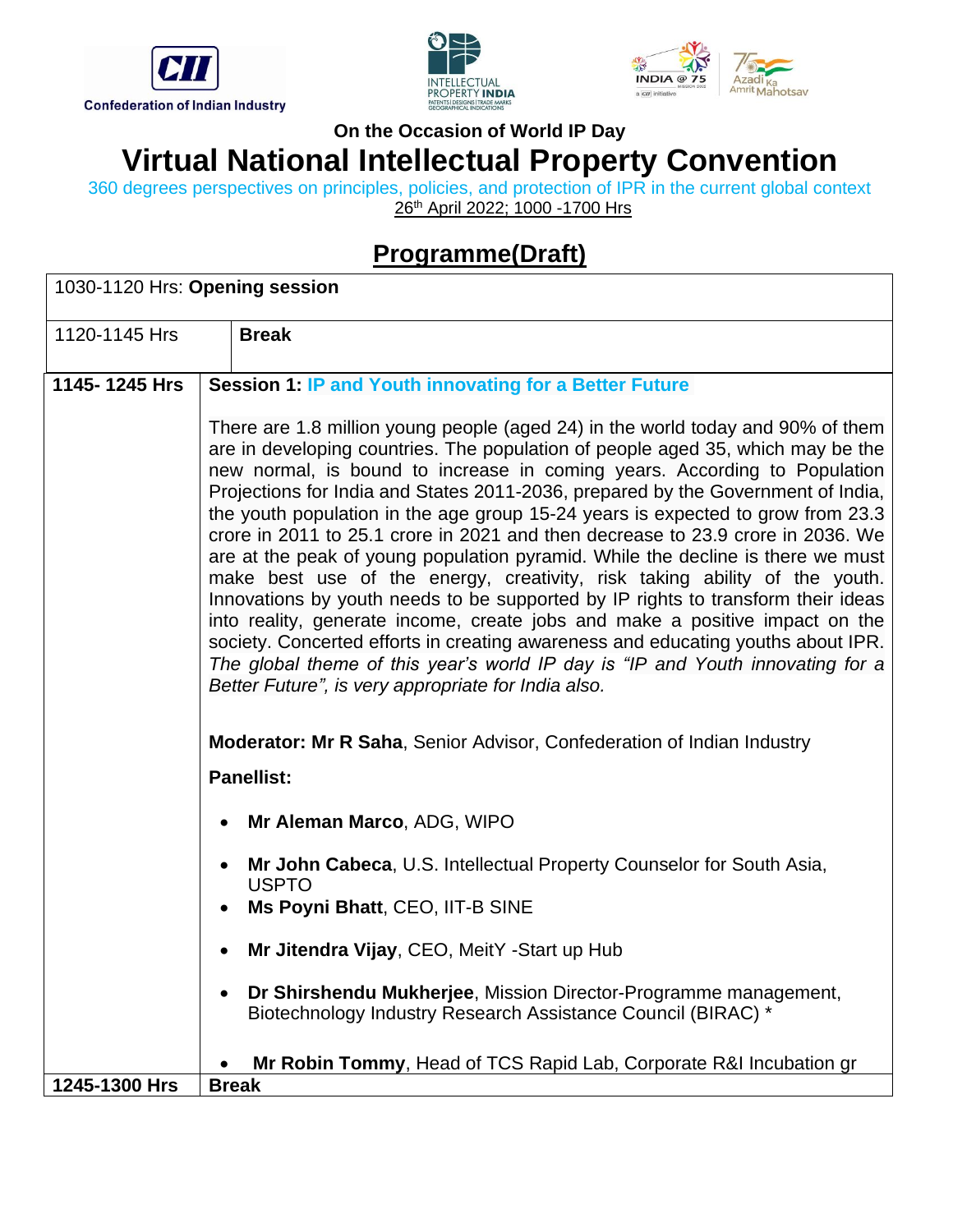Confederation of Indian Industry

On the Occasion of World IP Day

# Virtual National Intellectual Property Convention

360 degrees perspectives on principles, policies, and protection of IPR in the current global context

26th April 2022; 1000 -1700 Hrs

## Programme(Draft)

| 1030-1120 Hrs: **Opening session** | |
|---|---|
| 1120-1145 Hrs | **Break** |
| **1145- 1245 Hrs** | **Session 1: IP and Youth innovating for a Better Future**<br><br>There are 1.8 million young people (aged 24) in the world today and 90% of them are in developing countries. The population of people aged 35, which may be the new normal, is bound to increase in coming years. According to Population Projections for India and States 2011-2036, prepared by the Government of India, the youth population in the age group 15-24 years is expected to grow from 23.3 crore in 2011 to 25.1 crore in 2021 and then decrease to 23.9 crore in 2036. We are at the peak of young population pyramid. While the decline is there we must make best use of the energy, creativity, risk taking ability of the youth. Innovations by youth needs to be supported by IP rights to transform their ideas into reality, generate income, create jobs and make a positive impact on the society. Concerted efforts in creating awareness and educating youths about IPR. *The global theme of this year's world IP day is "IP and Youth innovating for a Better Future", is very appropriate for India also.*<br><br>**Moderator: Mr R Saha**, Senior Advisor, Confederation of Indian Industry<br><br>**Panellist:**<br><br>• **Mr Aleman Marco**, ADG, WIPO<br>• **Mr John Cabeca**, U.S. Intellectual Property Counselor for South Asia, USPTO<br>• **Ms Poyni Bhatt**, CEO, IIT-B SINE<br>• **Mr Jitendra Vijay**, CEO, MeitY -Start up Hub<br>• **Dr Shirshendu Mukherjee**, Mission Director-Programme management, Biotechnology Industry Research Assistance Council (BIRAC) *<br>• **Mr Robin Tommy**, Head of TCS Rapid Lab, Corporate R&I Incubation gr |
| **1245-1300 Hrs** | **Break** |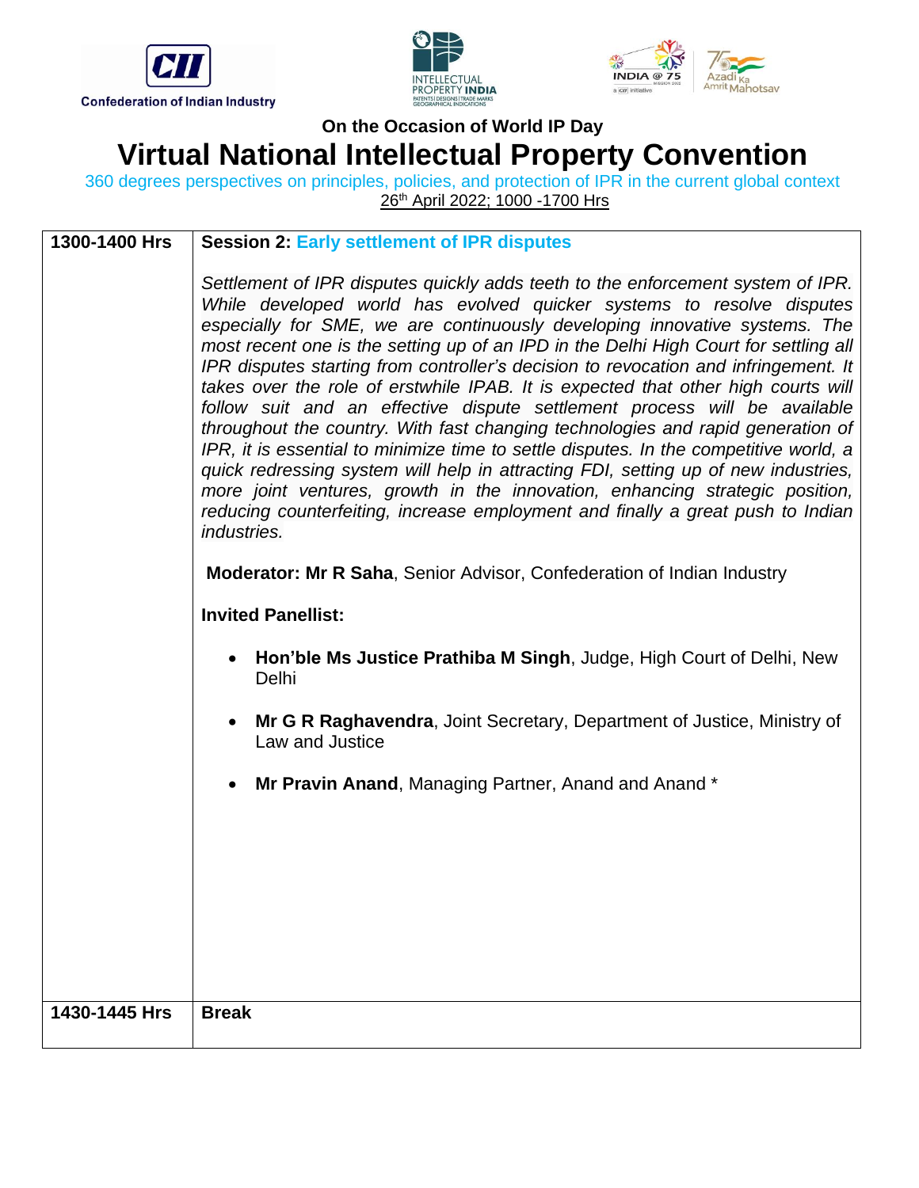On the Occasion of World IP Day

# Virtual National Intellectual Property Convention

360 degrees perspectives on principles, policies, and protection of IPR in the current global context

26th April 2022; 1000 -1700 Hrs

| | |
|---|---|
| **1300-1400 Hrs** | **Session 2: Early settlement of IPR disputes**<br><br>*Settlement of IPR disputes quickly adds teeth to the enforcement system of IPR. While developed world has evolved quicker systems to resolve disputes especially for SME, we are continuously developing innovative systems. The most recent one is the setting up of an IPD in the Delhi High Court for settling all IPR disputes starting from controller's decision to revocation and infringement. It takes over the role of erstwhile IPAB. It is expected that other high courts will follow suit and an effective dispute settlement process will be available throughout the country. With fast changing technologies and rapid generation of IPR, it is essential to minimize time to settle disputes. In the competitive world, a quick redressing system will help in attracting FDI, setting up of new industries, more joint ventures, growth in the innovation, enhancing strategic position, reducing counterfeiting, increase employment and finally a great push to Indian industries.*<br><br>**Moderator: Mr R Saha**, Senior Advisor, Confederation of Indian Industry<br><br>**Invited Panellist:**<br><br>• **Hon'ble Ms Justice Prathiba M Singh**, Judge, High Court of Delhi, New Delhi<br><br>• **Mr G R Raghavendra**, Joint Secretary, Department of Justice, Ministry of Law and Justice<br><br>• **Mr Pravin Anand**, Managing Partner, Anand and Anand * |
| **1430-1445 Hrs** | **Break** |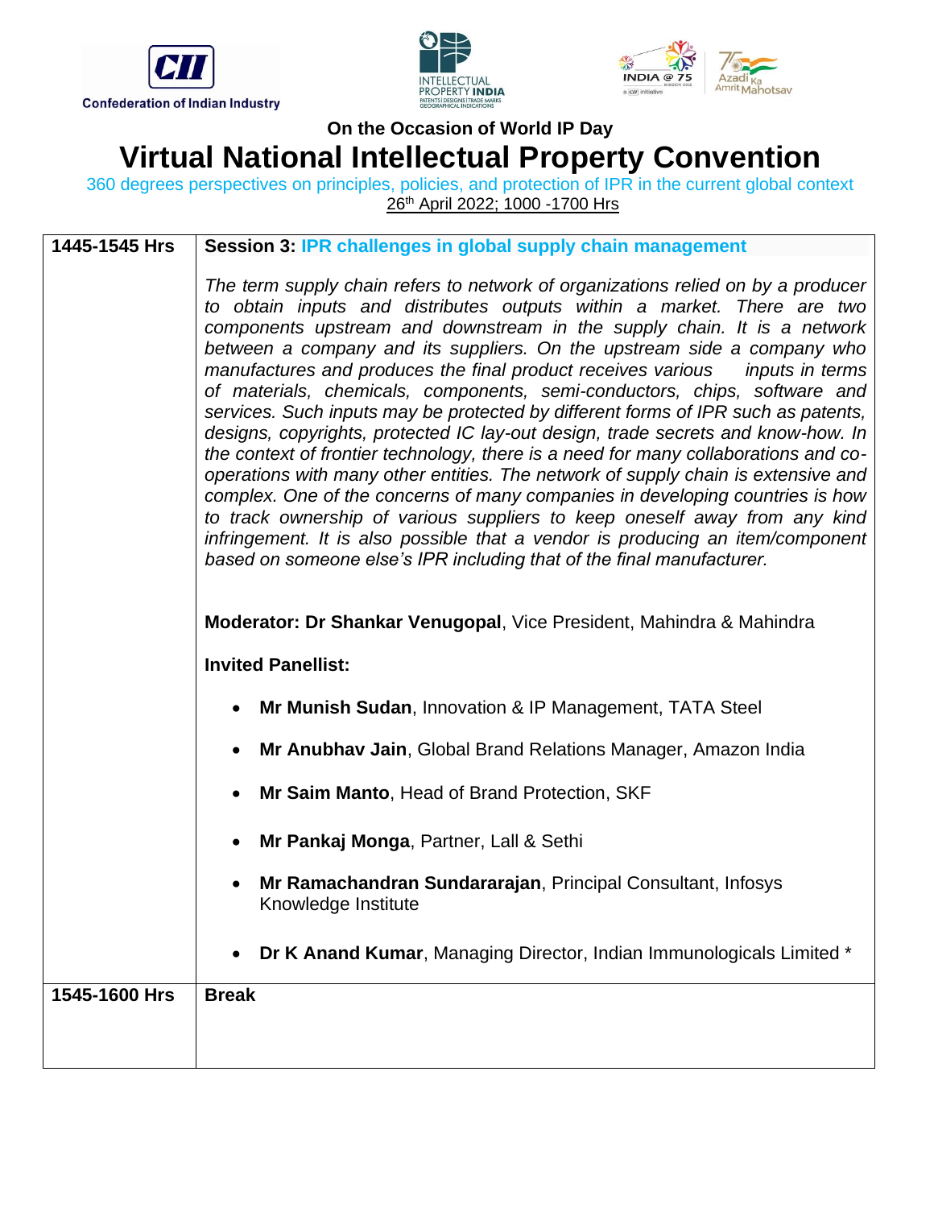On the Occasion of World IP Day

# Virtual National Intellectual Property Convention

360 degrees perspectives on principles, policies, and protection of IPR in the current global context

26th April 2022; 1000 -1700 Hrs

| 1445-1545 Hrs | **Session 3: IPR challenges in global supply chain management**<br><br>*The term supply chain refers to network of organizations relied on by a producer to obtain inputs and distributes outputs within a market. There are two components upstream and downstream in the supply chain. It is a network between a company and its suppliers. On the upstream side a company who manufactures and produces the final product receives various inputs in terms of materials, chemicals, components, semi-conductors, chips, software and services. Such inputs may be protected by different forms of IPR such as patents, designs, copyrights, protected IC lay-out design, trade secrets and know-how. In the context of frontier technology, there is a need for many collaborations and co-operations with many other entities. The network of supply chain is extensive and complex. One of the concerns of many companies in developing countries is how to track ownership of various suppliers to keep oneself away from any kind infringement. It is also possible that a vendor is producing an item/component based on someone else's IPR including that of the final manufacturer.*<br><br>**Moderator: Dr Shankar Venugopal**, Vice President, Mahindra & Mahindra<br><br>**Invited Panellist:**<br><br>• **Mr Munish Sudan**, Innovation & IP Management, TATA Steel<br>• **Mr Anubhav Jain**, Global Brand Relations Manager, Amazon India<br>• **Mr Saim Manto**, Head of Brand Protection, SKF<br>• **Mr Pankaj Monga**, Partner, Lall & Sethi<br>• **Mr Ramachandran Sundararajan**, Principal Consultant, Infosys Knowledge Institute<br>• **Dr K Anand Kumar**, Managing Director, Indian Immunologicals Limited * |
|---|---|
| 1545-1600 Hrs | **Break** |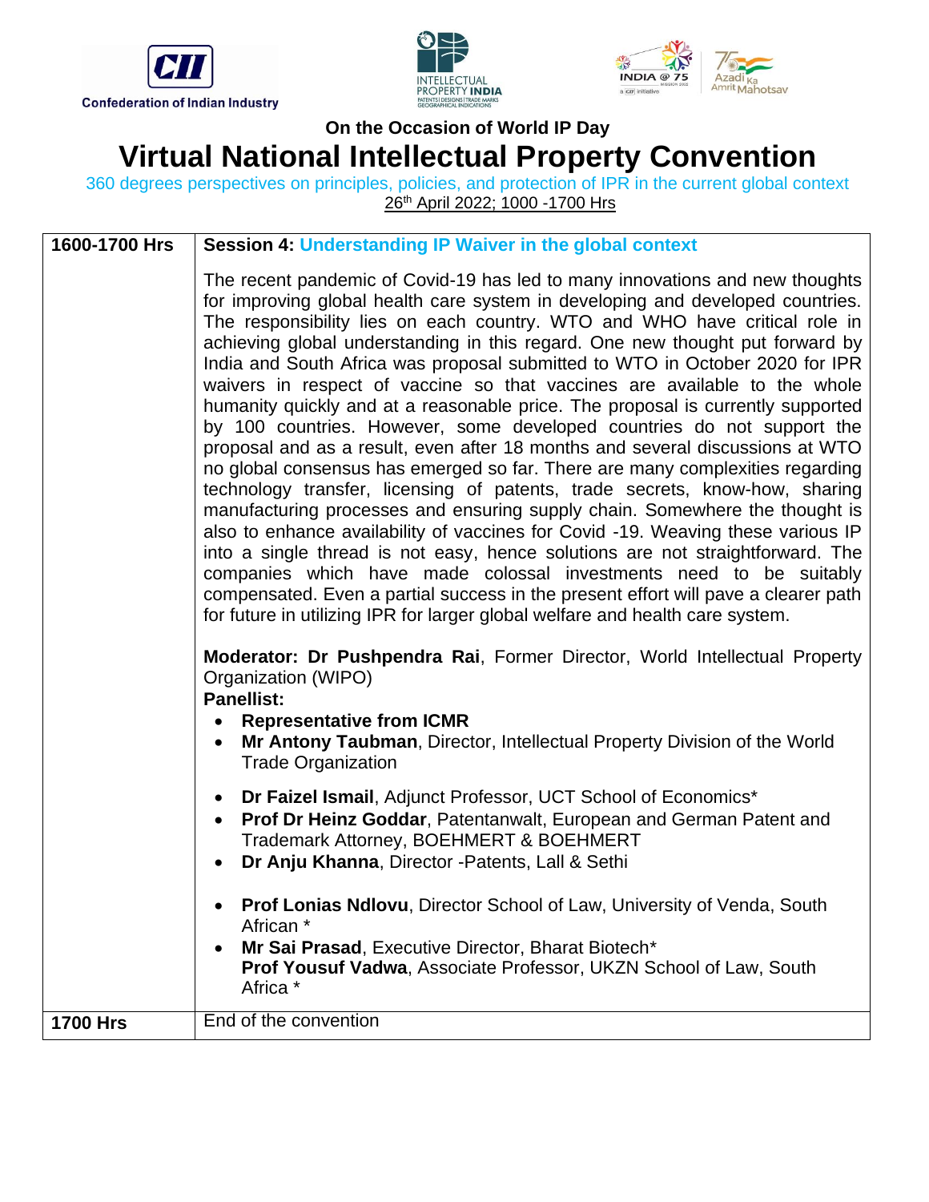Confederation of Indian Industry

INTELLECTUAL PROPERTY INDIA
PATENTS | DESIGNS | TRADE MARKS
GEOGRAPHICAL INDICATIONS

INDIA @ 75
Azadi Ka Amrit Mahotsav

**On the Occasion of World IP Day**

# Virtual National Intellectual Property Convention

360 degrees perspectives on principles, policies, and protection of IPR in the current global context

26th April 2022; 1000 -1700 Hrs

| | |
|---|---|
| **1600-1700 Hrs** | **Session 4: Understanding IP Waiver in the global context**<br><br>The recent pandemic of Covid-19 has led to many innovations and new thoughts for improving global health care system in developing and developed countries. The responsibility lies on each country. WTO and WHO have critical role in achieving global understanding in this regard. One new thought put forward by India and South Africa was proposal submitted to WTO in October 2020 for IPR waivers in respect of vaccine so that vaccines are available to the whole humanity quickly and at a reasonable price. The proposal is currently supported by 100 countries. However, some developed countries do not support the proposal and as a result, even after 18 months and several discussions at WTO no global consensus has emerged so far. There are many complexities regarding technology transfer, licensing of patents, trade secrets, know-how, sharing manufacturing processes and ensuring supply chain. Somewhere the thought is also to enhance availability of vaccines for Covid -19. Weaving these various IP into a single thread is not easy, hence solutions are not straightforward. The companies which have made colossal investments need to be suitably compensated. Even a partial success in the present effort will pave a clearer path for future in utilizing IPR for larger global welfare and health care system.<br><br>**Moderator: Dr Pushpendra Rai**, Former Director, World Intellectual Property Organization (WIPO)<br>**Panellist:**<br>• **Representative from ICMR**<br>• **Mr Antony Taubman**, Director, Intellectual Property Division of the World Trade Organization<br>• **Dr Faizel Ismail**, Adjunct Professor, UCT School of Economics*<br>• **Prof Dr Heinz Goddar**, Patentanwalt, European and German Patent and Trademark Attorney, BOEHMERT & BOEHMERT<br>• **Dr Anju Khanna**, Director -Patents, Lall & Sethi<br>• **Prof Lonias Ndlovu**, Director School of Law, University of Venda, South African *<br>• **Mr Sai Prasad**, Executive Director, Bharat Biotech*<br>**Prof Yousuf Vadwa**, Associate Professor, UKZN School of Law, South Africa * |
| **1700 Hrs** | End of the convention |